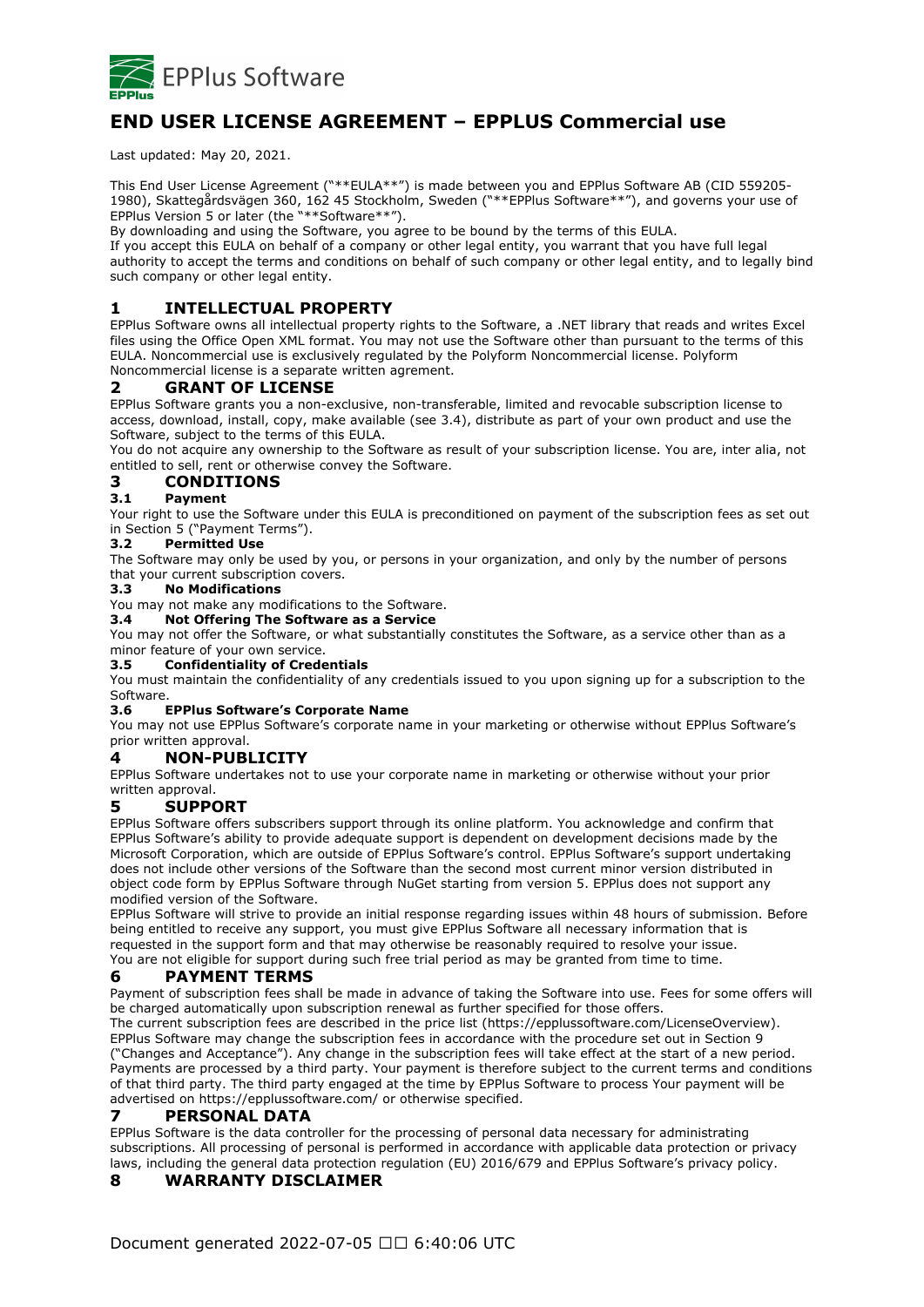EPPlus Software

# END USER LICENSE AGREEMENT – EPPLUS Commercial use

Last updated: May 20, 2021.

This End User License Agreement ("**EULA**") is made between you and EPPlus Software AB (CID 559205-1980), Skattegårdsvägen 360, 162 45 Stockholm, Sweden ("**EPPlus Software**"), and governs your use of EPPlus Version 5 or later (the "**Software**").
By downloading and using the Software, you agree to be bound by the terms of this EULA.
If you accept this EULA on behalf of a company or other legal entity, you warrant that you have full legal authority to accept the terms and conditions on behalf of such company or other legal entity, and to legally bind such company or other legal entity.

## 1 INTELLECTUAL PROPERTY

EPPlus Software owns all intellectual property rights to the Software, a .NET library that reads and writes Excel files using the Office Open XML format. You may not use the Software other than pursuant to the terms of this EULA. Noncommercial use is exclusively regulated by the Polyform Noncommercial license. Polyform Noncommercial license is a separate written agrement.

## 2 GRANT OF LICENSE

EPPlus Software grants you a non-exclusive, non-transferable, limited and revocable subscription license to access, download, install, copy, make available (see 3.4), distribute as part of your own product and use the Software, subject to the terms of this EULA.
You do not acquire any ownership to the Software as result of your subscription license. You are, inter alia, not entitled to sell, rent or otherwise convey the Software.

## 3 CONDITIONS

### 3.1 Payment

Your right to use the Software under this EULA is preconditioned on payment of the subscription fees as set out in Section 5 ("Payment Terms").

### 3.2 Permitted Use

The Software may only be used by you, or persons in your organization, and only by the number of persons that your current subscription covers.

### 3.3 No Modifications

You may not make any modifications to the Software.

### 3.4 Not Offering The Software as a Service

You may not offer the Software, or what substantially constitutes the Software, as a service other than as a minor feature of your own service.

### 3.5 Confidentiality of Credentials

You must maintain the confidentiality of any credentials issued to you upon signing up for a subscription to the Software.

### 3.6 EPPlus Software's Corporate Name

You may not use EPPlus Software's corporate name in your marketing or otherwise without EPPlus Software's prior written approval.

## 4 NON-PUBLICITY

EPPlus Software undertakes not to use your corporate name in marketing or otherwise without your prior written approval.

## 5 SUPPORT

EPPlus Software offers subscribers support through its online platform. You acknowledge and confirm that EPPlus Software's ability to provide adequate support is dependent on development decisions made by the Microsoft Corporation, which are outside of EPPlus Software's control. EPPlus Software's support undertaking does not include other versions of the Software than the second most current minor version distributed in object code form by EPPlus Software through NuGet starting from version 5. EPPlus does not support any modified version of the Software.
EPPlus Software will strive to provide an initial response regarding issues within 48 hours of submission. Before being entitled to receive any support, you must give EPPlus Software all necessary information that is requested in the support form and that may otherwise be reasonably required to resolve your issue.
You are not eligible for support during such free trial period as may be granted from time to time.

## 6 PAYMENT TERMS

Payment of subscription fees shall be made in advance of taking the Software into use. Fees for some offers will be charged automatically upon subscription renewal as further specified for those offers.
The current subscription fees are described in the price list (https://epplussoftware.com/LicenseOverview). EPPlus Software may change the subscription fees in accordance with the procedure set out in Section 9 ("Changes and Acceptance"). Any change in the subscription fees will take effect at the start of a new period.
Payments are processed by a third party. Your payment is therefore subject to the current terms and conditions of that third party. The third party engaged at the time by EPPlus Software to process Your payment will be advertised on https://epplussoftware.com/ or otherwise specified.

## 7 PERSONAL DATA

EPPlus Software is the data controller for the processing of personal data necessary for administrating subscriptions. All processing of personal is performed in accordance with applicable data protection or privacy laws, including the general data protection regulation (EU) 2016/679 and EPPlus Software's privacy policy.

## 8 WARRANTY DISCLAIMER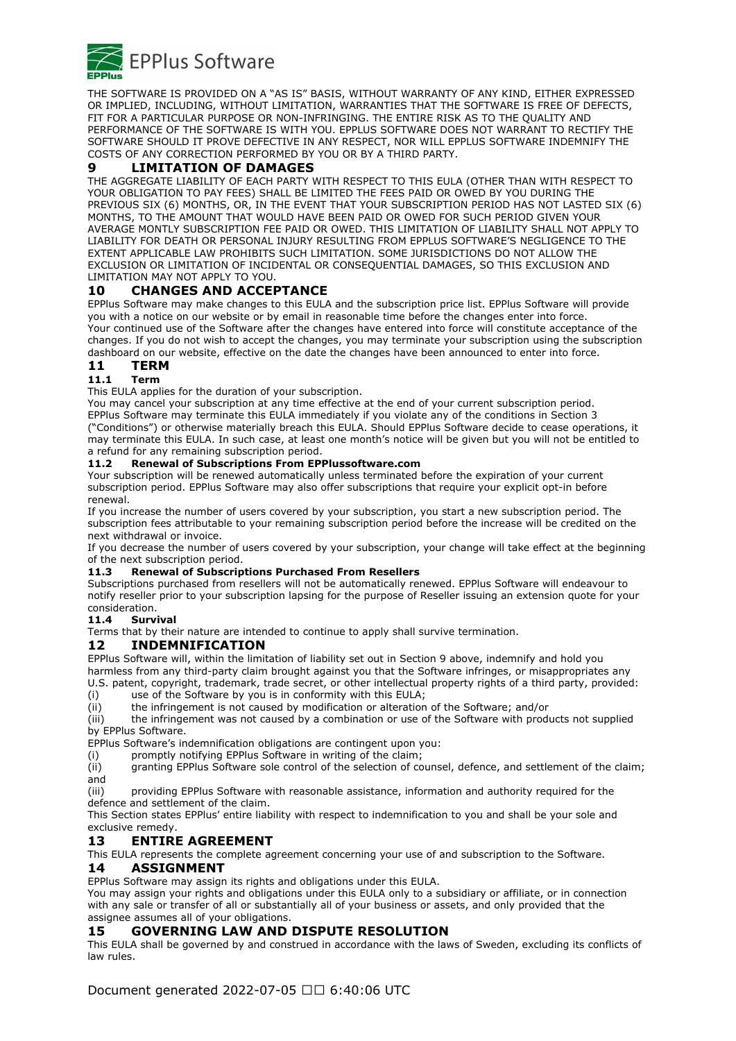THE SOFTWARE IS PROVIDED ON A "AS IS" BASIS, WITHOUT WARRANTY OF ANY KIND, EITHER EXPRESSED OR IMPLIED, INCLUDING, WITHOUT LIMITATION, WARRANTIES THAT THE SOFTWARE IS FREE OF DEFECTS, FIT FOR A PARTICULAR PURPOSE OR NON-INFRINGING. THE ENTIRE RISK AS TO THE QUALITY AND PERFORMANCE OF THE SOFTWARE IS WITH YOU. EPPLUS SOFTWARE DOES NOT WARRANT TO RECTIFY THE SOFTWARE SHOULD IT PROVE DEFECTIVE IN ANY RESPECT, NOR WILL EPPLUS SOFTWARE INDEMNIFY THE COSTS OF ANY CORRECTION PERFORMED BY YOU OR BY A THIRD PARTY.

## 9 LIMITATION OF DAMAGES

THE AGGREGATE LIABILITY OF EACH PARTY WITH RESPECT TO THIS EULA (OTHER THAN WITH RESPECT TO YOUR OBLIGATION TO PAY FEES) SHALL BE LIMITED THE FEES PAID OR OWED BY YOU DURING THE PREVIOUS SIX (6) MONTHS, OR, IN THE EVENT THAT YOUR SUBSCRIPTION PERIOD HAS NOT LASTED SIX (6) MONTHS, TO THE AMOUNT THAT WOULD HAVE BEEN PAID OR OWED FOR SUCH PERIOD GIVEN YOUR AVERAGE MONTLY SUBSCRIPTION FEE PAID OR OWED. THIS LIMITATION OF LIABILITY SHALL NOT APPLY TO LIABILITY FOR DEATH OR PERSONAL INJURY RESULTING FROM EPPLUS SOFTWARE'S NEGLIGENCE TO THE EXTENT APPLICABLE LAW PROHIBITS SUCH LIMITATION. SOME JURISDICTIONS DO NOT ALLOW THE EXCLUSION OR LIMITATION OF INCIDENTAL OR CONSEQUENTIAL DAMAGES, SO THIS EXCLUSION AND LIMITATION MAY NOT APPLY TO YOU.

## 10 CHANGES AND ACCEPTANCE

EPPlus Software may make changes to this EULA and the subscription price list. EPPlus Software will provide you with a notice on our website or by email in reasonable time before the changes enter into force. Your continued use of the Software after the changes have entered into force will constitute acceptance of the changes. If you do not wish to accept the changes, you may terminate your subscription using the subscription dashboard on our website, effective on the date the changes have been announced to enter into force.

## 11 TERM

### 11.1 Term

This EULA applies for the duration of your subscription.

You may cancel your subscription at any time effective at the end of your current subscription period. EPPlus Software may terminate this EULA immediately if you violate any of the conditions in Section 3 ("Conditions") or otherwise materially breach this EULA. Should EPPlus Software decide to cease operations, it may terminate this EULA. In such case, at least one month's notice will be given but you will not be entitled to a refund for any remaining subscription period.

### 11.2 Renewal of Subscriptions From EPPlussoftware.com

Your subscription will be renewed automatically unless terminated before the expiration of your current subscription period. EPPlus Software may also offer subscriptions that require your explicit opt-in before renewal.

If you increase the number of users covered by your subscription, you start a new subscription period. The subscription fees attributable to your remaining subscription period before the increase will be credited on the next withdrawal or invoice.

If you decrease the number of users covered by your subscription, your change will take effect at the beginning of the next subscription period.

### 11.3 Renewal of Subscriptions Purchased From Resellers

Subscriptions purchased from resellers will not be automatically renewed. EPPlus Software will endeavour to notify reseller prior to your subscription lapsing for the purpose of Reseller issuing an extension quote for your consideration.

### 11.4 Survival

Terms that by their nature are intended to continue to apply shall survive termination.

## 12 INDEMNIFICATION

EPPlus Software will, within the limitation of liability set out in Section 9 above, indemnify and hold you harmless from any third-party claim brought against you that the Software infringes, or misappropriates any U.S. patent, copyright, trademark, trade secret, or other intellectual property rights of a third party, provided:

(i) use of the Software by you is in conformity with this EULA;
(ii) the infringement is not caused by modification or alteration of the Software; and/or
(iii) the infringement was not caused by a combination or use of the Software with products not supplied by EPPlus Software.

EPPlus Software's indemnification obligations are contingent upon you:

(i) promptly notifying EPPlus Software in writing of the claim;
(ii) granting EPPlus Software sole control of the selection of counsel, defence, and settlement of the claim; and
(iii) providing EPPlus Software with reasonable assistance, information and authority required for the defence and settlement of the claim.

This Section states EPPlus' entire liability with respect to indemnification to you and shall be your sole and exclusive remedy.

## 13 ENTIRE AGREEMENT

This EULA represents the complete agreement concerning your use of and subscription to the Software.

## 14 ASSIGNMENT

EPPlus Software may assign its rights and obligations under this EULA.

You may assign your rights and obligations under this EULA only to a subsidiary or affiliate, or in connection with any sale or transfer of all or substantially all of your business or assets, and only provided that the assignee assumes all of your obligations.

## 15 GOVERNING LAW AND DISPUTE RESOLUTION

This EULA shall be governed by and construed in accordance with the laws of Sweden, excluding its conflicts of law rules.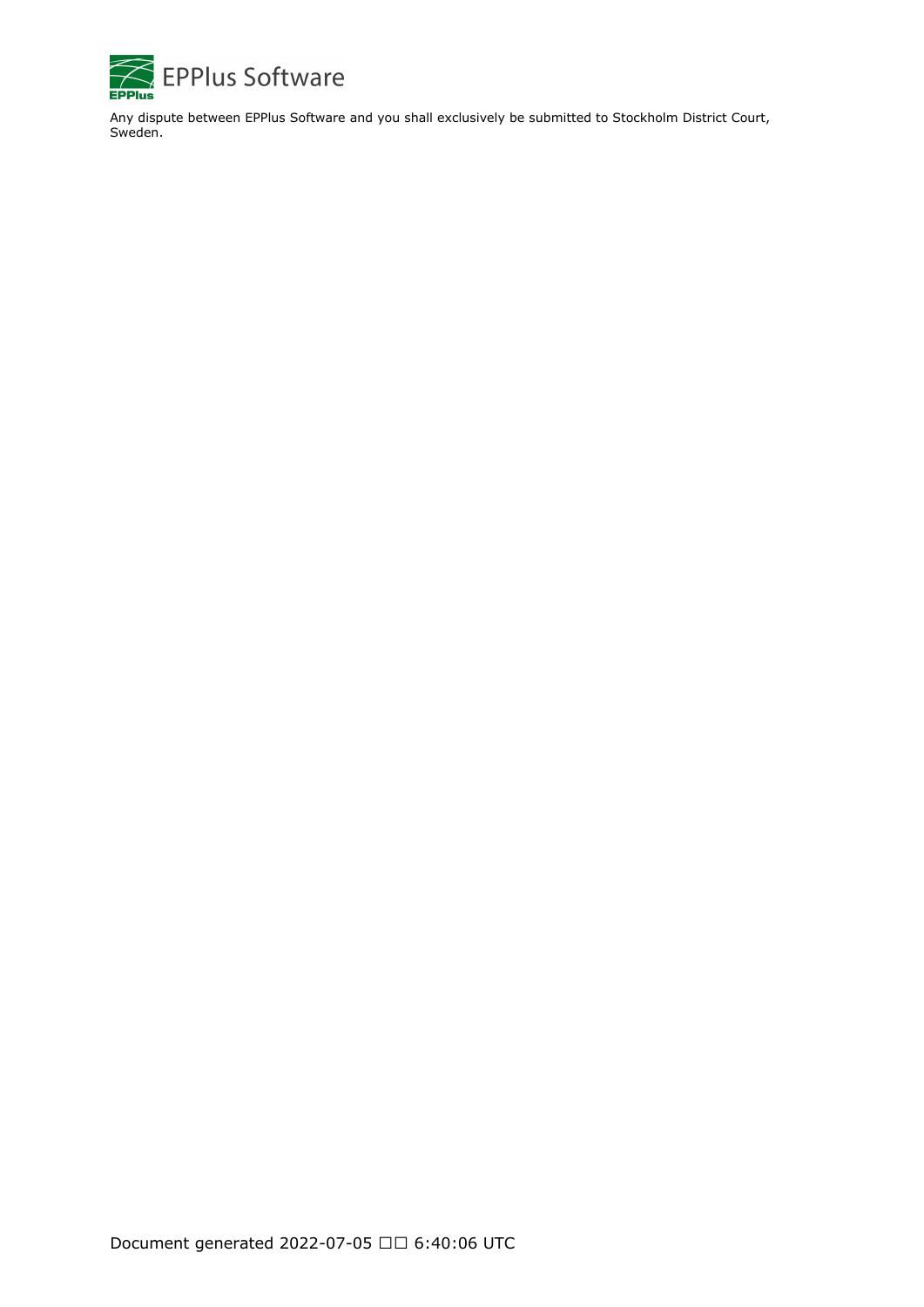Any dispute between EPPlus Software and you shall exclusively be submitted to Stockholm District Court, Sweden.

Document generated 2022-07-05 □□ 6:40:06 UTC